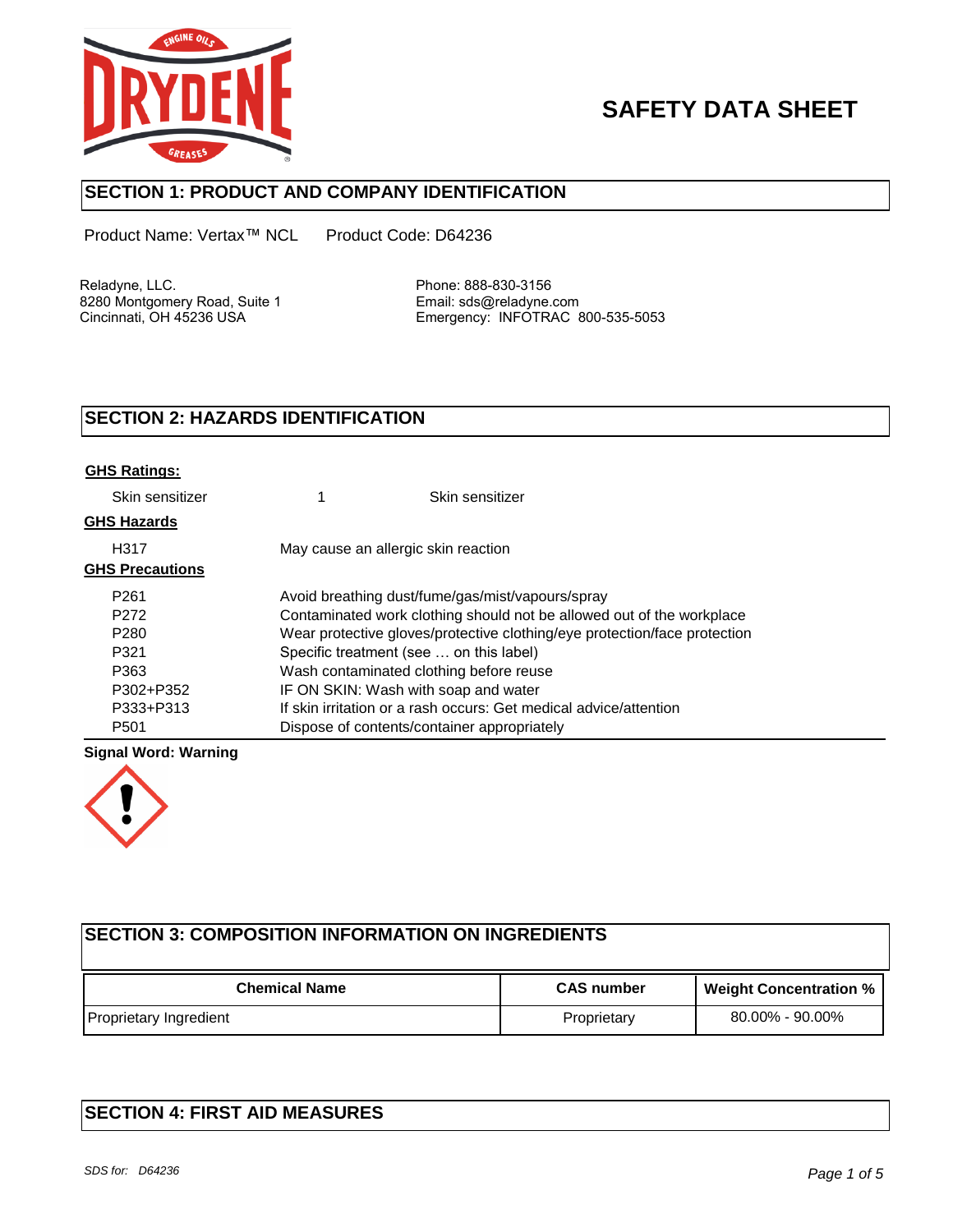# SAFETY DATA SHEET

## SECTION 1: PRODUCT AND COMPANY IDENTIFICATION

Product Name: Vertax™ NCL     Product Code: D64236

Reladyne, LLC.
8280 Montgomery Road, Suite 1
Cincinnati, OH 45236 USA

Phone: 888-830-3156
Email: sds@reladyne.com
Emergency: INFOTRAC 800-535-5053

## SECTION 2: HAZARDS IDENTIFICATION

**GHS Ratings:**

| | | |
|---|---|---|
| Skin sensitizer | 1 | Skin sensitizer |

**GHS Hazards**

| | |
|---|---|
| H317 | May cause an allergic skin reaction |

**GHS Precautions**

| | |
|---|---|
| P261 | Avoid breathing dust/fume/gas/mist/vapours/spray |
| P272 | Contaminated work clothing should not be allowed out of the workplace |
| P280 | Wear protective gloves/protective clothing/eye protection/face protection |
| P321 | Specific treatment (see … on this label) |
| P363 | Wash contaminated clothing before reuse |
| P302+P352 | IF ON SKIN: Wash with soap and water |
| P333+P313 | If skin irritation or a rash occurs: Get medical advice/attention |
| P501 | Dispose of contents/container appropriately |

**Signal Word: Warning**

## SECTION 3: COMPOSITION INFORMATION ON INGREDIENTS

| Chemical Name | CAS number | Weight Concentration % |
|---|---|---|
| Proprietary Ingredient | Proprietary | 80.00% - 90.00% |

## SECTION 4: FIRST AID MEASURES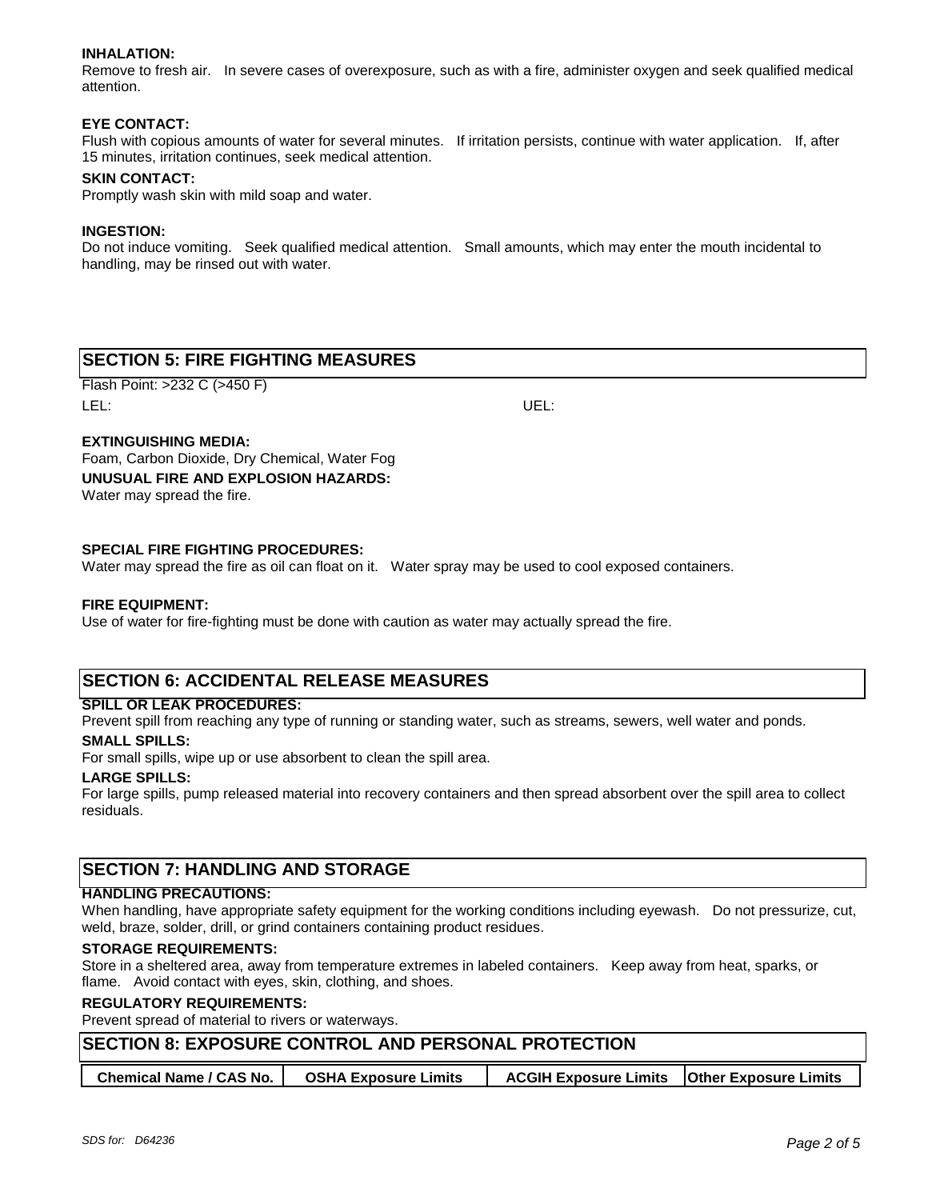**INHALATION:**
Remove to fresh air. In severe cases of overexposure, such as with a fire, administer oxygen and seek qualified medical attention.

**EYE CONTACT:**
Flush with copious amounts of water for several minutes. If irritation persists, continue with water application. If, after 15 minutes, irritation continues, seek medical attention.

**SKIN CONTACT:**
Promptly wash skin with mild soap and water.

**INGESTION:**
Do not induce vomiting. Seek qualified medical attention. Small amounts, which may enter the mouth incidental to handling, may be rinsed out with water.

## SECTION 5: FIRE FIGHTING MEASURES

Flash Point: >232 C (>450 F)

LEL: UEL:

**EXTINGUISHING MEDIA:**
Foam, Carbon Dioxide, Dry Chemical, Water Fog

**UNUSUAL FIRE AND EXPLOSION HAZARDS:**
Water may spread the fire.

**SPECIAL FIRE FIGHTING PROCEDURES:**
Water may spread the fire as oil can float on it. Water spray may be used to cool exposed containers.

**FIRE EQUIPMENT:**
Use of water for fire-fighting must be done with caution as water may actually spread the fire.

## SECTION 6: ACCIDENTAL RELEASE MEASURES

**SPILL OR LEAK PROCEDURES:**
Prevent spill from reaching any type of running or standing water, such as streams, sewers, well water and ponds.

**SMALL SPILLS:**
For small spills, wipe up or use absorbent to clean the spill area.

**LARGE SPILLS:**
For large spills, pump released material into recovery containers and then spread absorbent over the spill area to collect residuals.

## SECTION 7: HANDLING AND STORAGE

**HANDLING PRECAUTIONS:**
When handling, have appropriate safety equipment for the working conditions including eyewash. Do not pressurize, cut, weld, braze, solder, drill, or grind containers containing product residues.

**STORAGE REQUIREMENTS:**
Store in a sheltered area, away from temperature extremes in labeled containers. Keep away from heat, sparks, or flame. Avoid contact with eyes, skin, clothing, and shoes.

**REGULATORY REQUIREMENTS:**
Prevent spread of material to rivers or waterways.

## SECTION 8: EXPOSURE CONTROL AND PERSONAL PROTECTION

| Chemical Name / CAS No. | OSHA Exposure Limits | ACGIH Exposure Limits | Other Exposure Limits |
|---|---|---|---|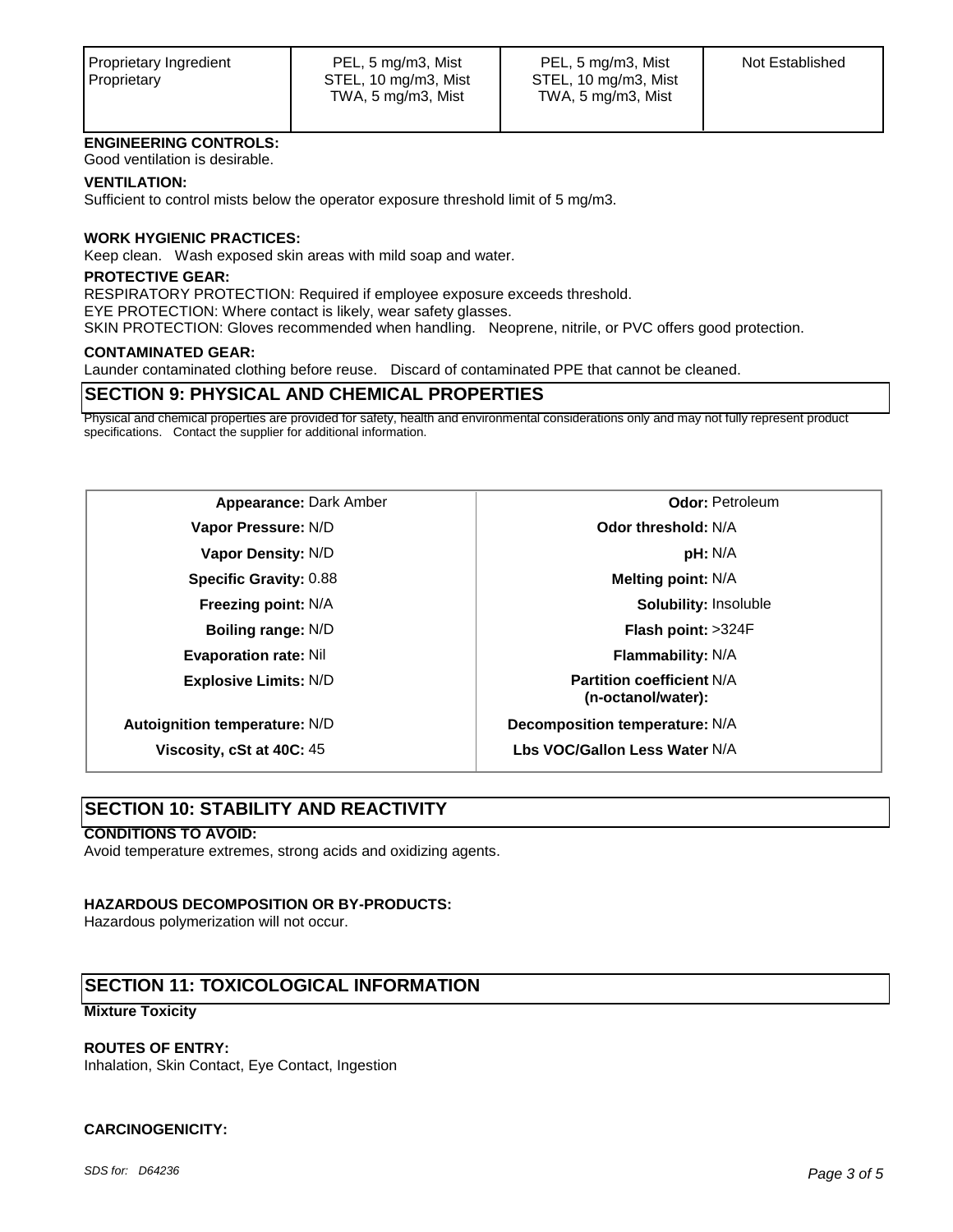| Proprietary Ingredient<br>Proprietary | PEL, 5 mg/m3, Mist<br>STEL, 10 mg/m3, Mist<br>TWA, 5 mg/m3, Mist | PEL, 5 mg/m3, Mist<br>STEL, 10 mg/m3, Mist<br>TWA, 5 mg/m3, Mist | Not Established |
|---|---|---|---|

**ENGINEERING CONTROLS:**
Good ventilation is desirable.

**VENTILATION:**
Sufficient to control mists below the operator exposure threshold limit of 5 mg/m3.

**WORK HYGIENIC PRACTICES:**
Keep clean. Wash exposed skin areas with mild soap and water.

**PROTECTIVE GEAR:**
RESPIRATORY PROTECTION: Required if employee exposure exceeds threshold.
EYE PROTECTION: Where contact is likely, wear safety glasses.
SKIN PROTECTION: Gloves recommended when handling. Neoprene, nitrile, or PVC offers good protection.

**CONTAMINATED GEAR:**
Launder contaminated clothing before reuse. Discard of contaminated PPE that cannot be cleaned.

## SECTION 9: PHYSICAL AND CHEMICAL PROPERTIES

Physical and chemical properties are provided for safety, health and environmental considerations only and may not fully represent product specifications. Contact the supplier for additional information.

| Property | Value | Property | Value |
|---|---|---|---|
| **Appearance:** | Dark Amber | **Odor:** | Petroleum |
| **Vapor Pressure:** | N/D | **Odor threshold:** | N/A |
| **Vapor Density:** | N/D | **pH:** | N/A |
| **Specific Gravity:** | 0.88 | **Melting point:** | N/A |
| **Freezing point:** | N/A | **Solubility:** | Insoluble |
| **Boiling range:** | N/D | **Flash point:** | >324F |
| **Evaporation rate:** | Nil | **Flammability:** | N/A |
| **Explosive Limits:** | N/D | **Partition coefficient (n-octanol/water):** | N/A |
| **Autoignition temperature:** | N/D | **Decomposition temperature:** | N/A |
| **Viscosity, cSt at 40C:** | 45 | **Lbs VOC/Gallon Less Water** | N/A |

## SECTION 10: STABILITY AND REACTIVITY

**CONDITIONS TO AVOID:**
Avoid temperature extremes, strong acids and oxidizing agents.

**HAZARDOUS DECOMPOSITION OR BY-PRODUCTS:**
Hazardous polymerization will not occur.

## SECTION 11: TOXICOLOGICAL INFORMATION

**Mixture Toxicity**

**ROUTES OF ENTRY:**
Inhalation, Skin Contact, Eye Contact, Ingestion

**CARCINOGENICITY:**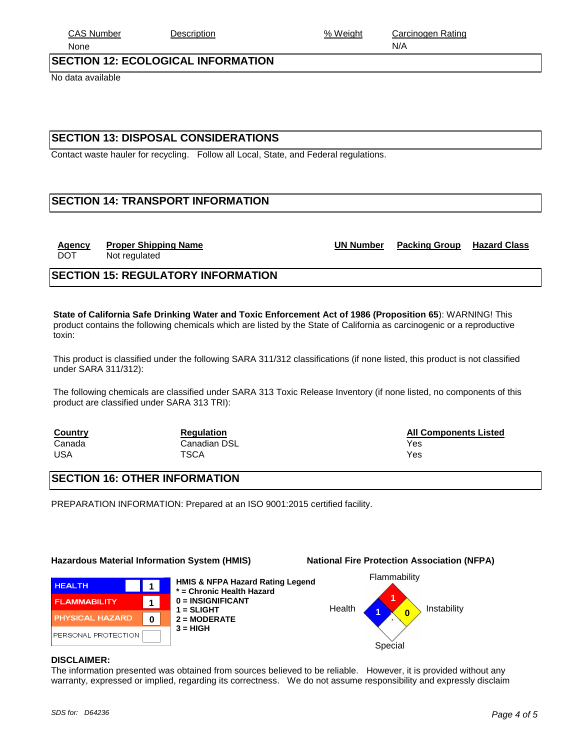| CAS Number | Description | % Weight | Carcinogen Rating |
|---|---|---|---|
| None | | | N/A |

## SECTION 12: ECOLOGICAL INFORMATION

No data available

## SECTION 13: DISPOSAL CONSIDERATIONS

Contact waste hauler for recycling. Follow all Local, State, and Federal regulations.

## SECTION 14: TRANSPORT INFORMATION

| Agency | Proper Shipping Name | UN Number | Packing Group | Hazard Class |
|---|---|---|---|---|
| DOT | Not regulated | | | |

## SECTION 15: REGULATORY INFORMATION

**State of California Safe Drinking Water and Toxic Enforcement Act of 1986 (Proposition 65)**: WARNING! This product contains the following chemicals which are listed by the State of California as carcinogenic or a reproductive toxin:

This product is classified under the following SARA 311/312 classifications (if none listed, this product is not classified under SARA 311/312):

The following chemicals are classified under SARA 313 Toxic Release Inventory (if none listed, no components of this product are classified under SARA 313 TRI):

| Country | Regulation | All Components Listed |
|---|---|---|
| Canada | Canadian DSL | Yes |
| USA | TSCA | Yes |

## SECTION 16: OTHER INFORMATION

PREPARATION INFORMATION: Prepared at an ISO 9001:2015 certified facility.

**Hazardous Material Information System (HMIS)**

| | |
|---|---|
| HEALTH | 1 |
| FLAMMABILITY | 1 |
| PHYSICAL HAZARD | 0 |
| PERSONAL PROTECTION | |

**HMIS & NFPA Hazard Rating Legend**
**\* = Chronic Health Hazard**
**0 = INSIGNIFICANT**
**1 = SLIGHT**
**2 = MODERATE**
**3 = HIGH**

**National Fire Protection Association (NFPA)**

Flammability: 1
Health: 1
Instability: 0
Special:

**DISCLAIMER:**
The information presented was obtained from sources believed to be reliable. However, it is provided without any warranty, expressed or implied, regarding its correctness. We do not assume responsibility and expressly disclaim

*SDS for: D64236*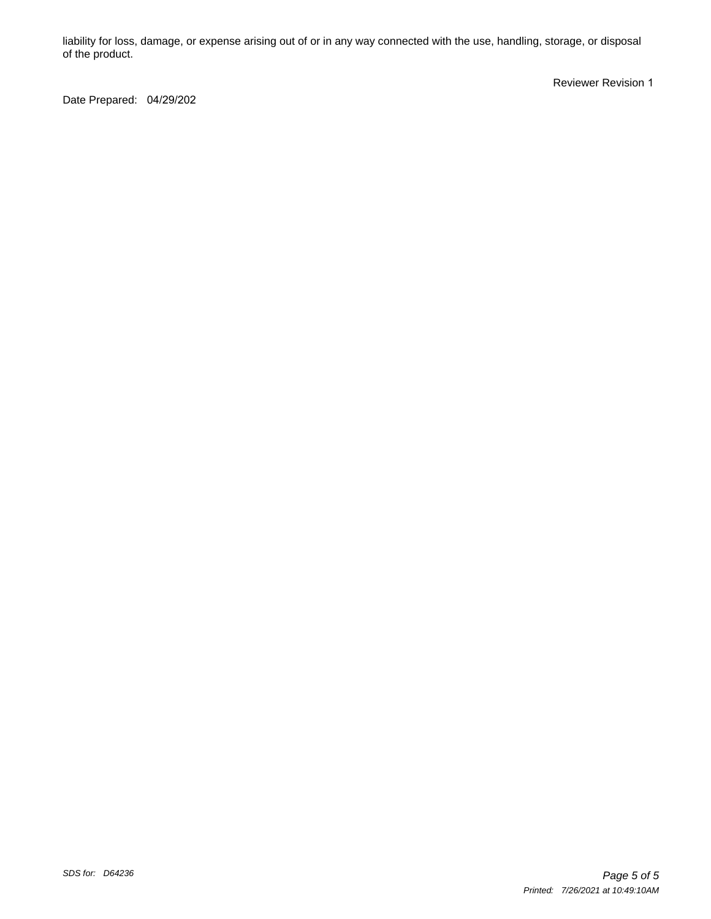liability for loss, damage, or expense arising out of or in any way connected with the use, handling, storage, or disposal of the product.

Reviewer Revision 1

Date Prepared: 04/29/202